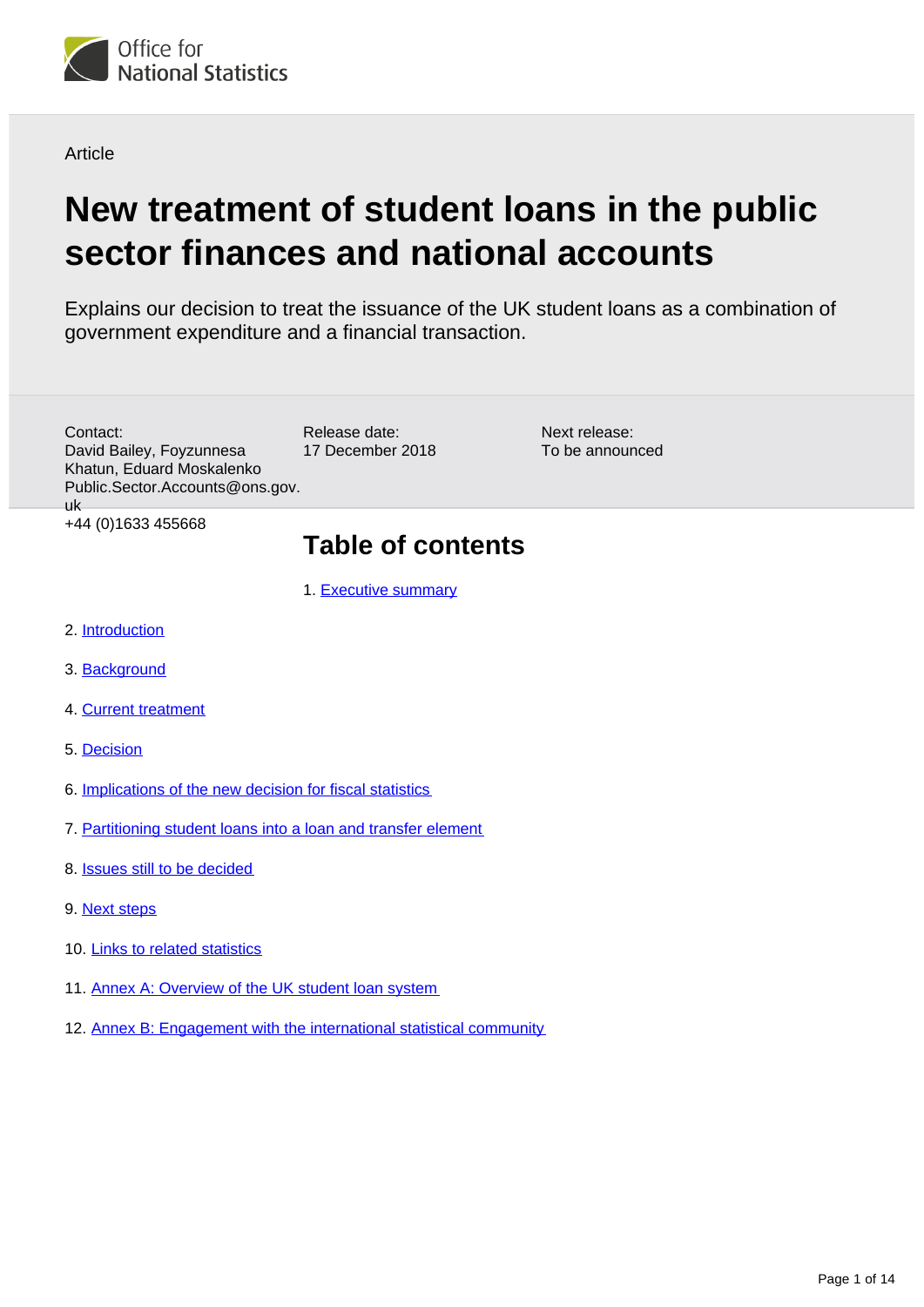Office for National Statistics

Article

# New treatment of student loans in the public sector finances and national accounts

Explains our decision to treat the issuance of the UK student loans as a combination of government expenditure and a financial transaction.

Contact:
David Bailey, Foyzunnesa Khatun, Eduard Moskalenko
Public.Sector.Accounts@ons.gov.uk
+44 (0)1633 455668

Release date:
17 December 2018

Next release:
To be announced

## Table of contents

1. Executive summary
2. Introduction
3. Background
4. Current treatment
5. Decision
6. Implications of the new decision for fiscal statistics
7. Partitioning student loans into a loan and transfer element
8. Issues still to be decided
9. Next steps
10. Links to related statistics
11. Annex A: Overview of the UK student loan system
12. Annex B: Engagement with the international statistical community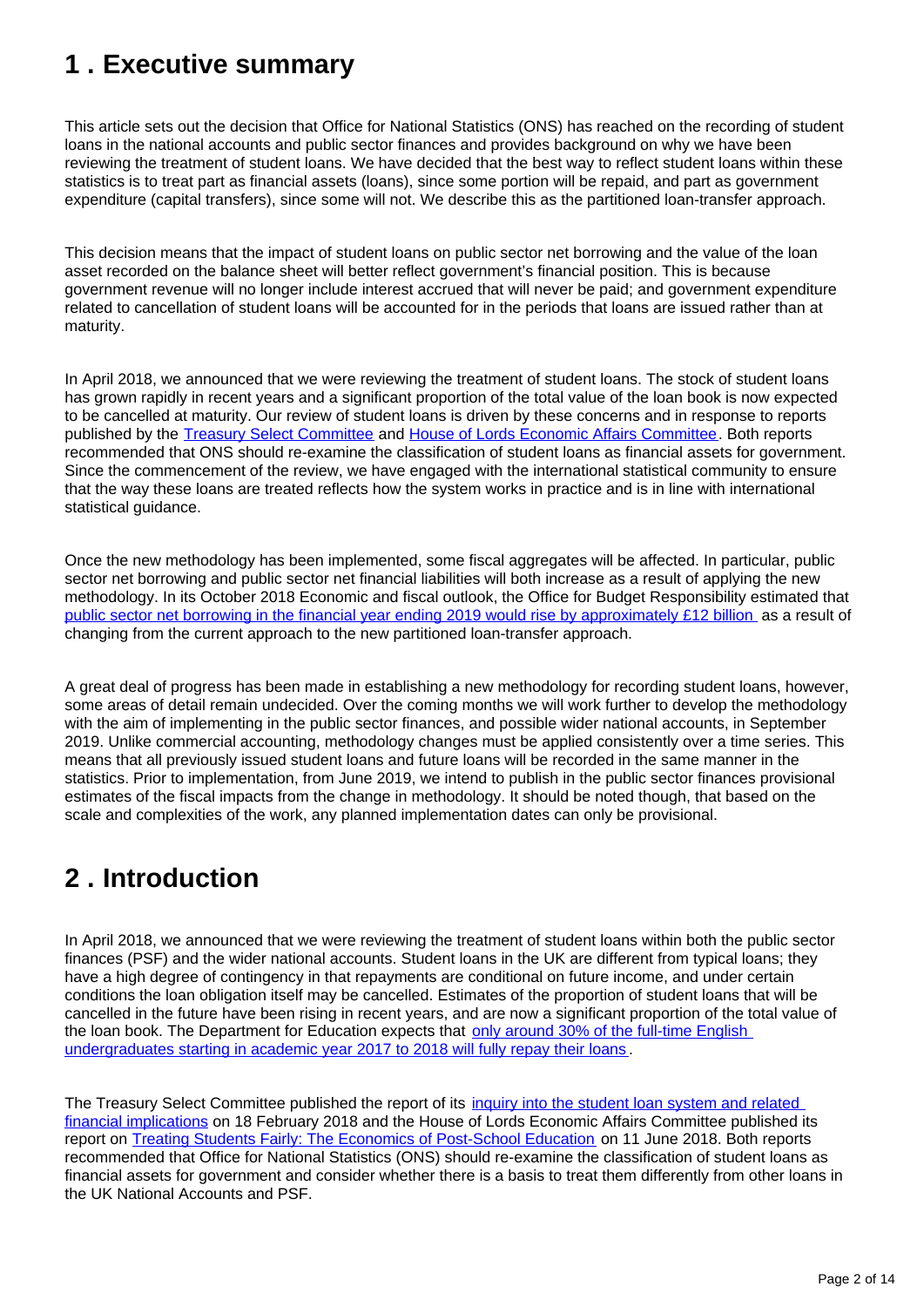## 1 . Executive summary

This article sets out the decision that Office for National Statistics (ONS) has reached on the recording of student loans in the national accounts and public sector finances and provides background on why we have been reviewing the treatment of student loans. We have decided that the best way to reflect student loans within these statistics is to treat part as financial assets (loans), since some portion will be repaid, and part as government expenditure (capital transfers), since some will not. We describe this as the partitioned loan-transfer approach.

This decision means that the impact of student loans on public sector net borrowing and the value of the loan asset recorded on the balance sheet will better reflect government's financial position. This is because government revenue will no longer include interest accrued that will never be paid; and government expenditure related to cancellation of student loans will be accounted for in the periods that loans are issued rather than at maturity.

In April 2018, we announced that we were reviewing the treatment of student loans. The stock of student loans has grown rapidly in recent years and a significant proportion of the total value of the loan book is now expected to be cancelled at maturity. Our review of student loans is driven by these concerns and in response to reports published by the Treasury Select Committee and House of Lords Economic Affairs Committee. Both reports recommended that ONS should re-examine the classification of student loans as financial assets for government. Since the commencement of the review, we have engaged with the international statistical community to ensure that the way these loans are treated reflects how the system works in practice and is in line with international statistical guidance.

Once the new methodology has been implemented, some fiscal aggregates will be affected. In particular, public sector net borrowing and public sector net financial liabilities will both increase as a result of applying the new methodology. In its October 2018 Economic and fiscal outlook, the Office for Budget Responsibility estimated that public sector net borrowing in the financial year ending 2019 would rise by approximately £12 billion as a result of changing from the current approach to the new partitioned loan-transfer approach.

A great deal of progress has been made in establishing a new methodology for recording student loans, however, some areas of detail remain undecided. Over the coming months we will work further to develop the methodology with the aim of implementing in the public sector finances, and possible wider national accounts, in September 2019. Unlike commercial accounting, methodology changes must be applied consistently over a time series. This means that all previously issued student loans and future loans will be recorded in the same manner in the statistics. Prior to implementation, from June 2019, we intend to publish in the public sector finances provisional estimates of the fiscal impacts from the change in methodology. It should be noted though, that based on the scale and complexities of the work, any planned implementation dates can only be provisional.

## 2 . Introduction

In April 2018, we announced that we were reviewing the treatment of student loans within both the public sector finances (PSF) and the wider national accounts. Student loans in the UK are different from typical loans; they have a high degree of contingency in that repayments are conditional on future income, and under certain conditions the loan obligation itself may be cancelled. Estimates of the proportion of student loans that will be cancelled in the future have been rising in recent years, and are now a significant proportion of the total value of the loan book. The Department for Education expects that only around 30% of the full-time English undergraduates starting in academic year 2017 to 2018 will fully repay their loans.

The Treasury Select Committee published the report of its inquiry into the student loan system and related financial implications on 18 February 2018 and the House of Lords Economic Affairs Committee published its report on Treating Students Fairly: The Economics of Post-School Education on 11 June 2018. Both reports recommended that Office for National Statistics (ONS) should re-examine the classification of student loans as financial assets for government and consider whether there is a basis to treat them differently from other loans in the UK National Accounts and PSF.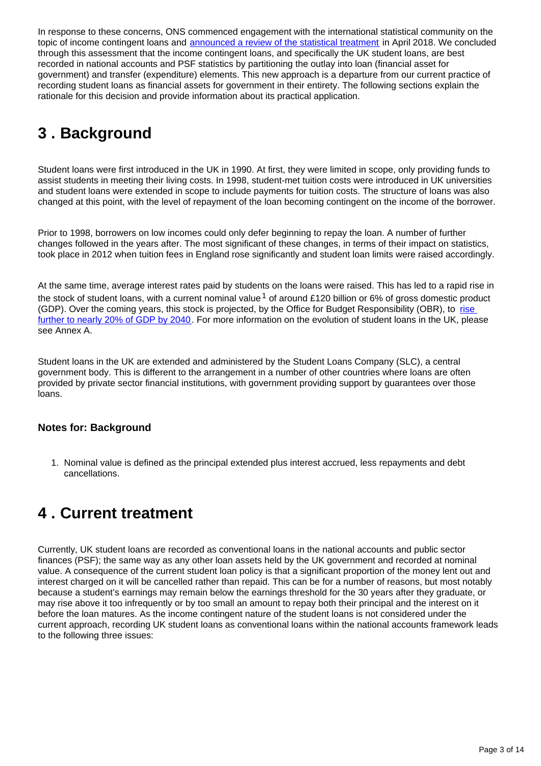In response to these concerns, ONS commenced engagement with the international statistical community on the topic of income contingent loans and announced a review of the statistical treatment in April 2018. We concluded through this assessment that the income contingent loans, and specifically the UK student loans, are best recorded in national accounts and PSF statistics by partitioning the outlay into loan (financial asset for government) and transfer (expenditure) elements. This new approach is a departure from our current practice of recording student loans as financial assets for government in their entirety. The following sections explain the rationale for this decision and provide information about its practical application.

## 3 . Background

Student loans were first introduced in the UK in 1990. At first, they were limited in scope, only providing funds to assist students in meeting their living costs. In 1998, student-met tuition costs were introduced in UK universities and student loans were extended in scope to include payments for tuition costs. The structure of loans was also changed at this point, with the level of repayment of the loan becoming contingent on the income of the borrower.

Prior to 1998, borrowers on low incomes could only defer beginning to repay the loan. A number of further changes followed in the years after. The most significant of these changes, in terms of their impact on statistics, took place in 2012 when tuition fees in England rose significantly and student loan limits were raised accordingly.

At the same time, average interest rates paid by students on the loans were raised. This has led to a rapid rise in the stock of student loans, with a current nominal value[1] of around £120 billion or 6% of gross domestic product (GDP). Over the coming years, this stock is projected, by the Office for Budget Responsibility (OBR), to rise further to nearly 20% of GDP by 2040. For more information on the evolution of student loans in the UK, please see Annex A.

Student loans in the UK are extended and administered by the Student Loans Company (SLC), a central government body. This is different to the arrangement in a number of other countries where loans are often provided by private sector financial institutions, with government providing support by guarantees over those loans.

### Notes for: Background

1. Nominal value is defined as the principal extended plus interest accrued, less repayments and debt cancellations.

## 4 . Current treatment

Currently, UK student loans are recorded as conventional loans in the national accounts and public sector finances (PSF); the same way as any other loan assets held by the UK government and recorded at nominal value. A consequence of the current student loan policy is that a significant proportion of the money lent out and interest charged on it will be cancelled rather than repaid. This can be for a number of reasons, but most notably because a student's earnings may remain below the earnings threshold for the 30 years after they graduate, or may rise above it too infrequently or by too small an amount to repay both their principal and the interest on it before the loan matures. As the income contingent nature of the student loans is not considered under the current approach, recording UK student loans as conventional loans within the national accounts framework leads to the following three issues: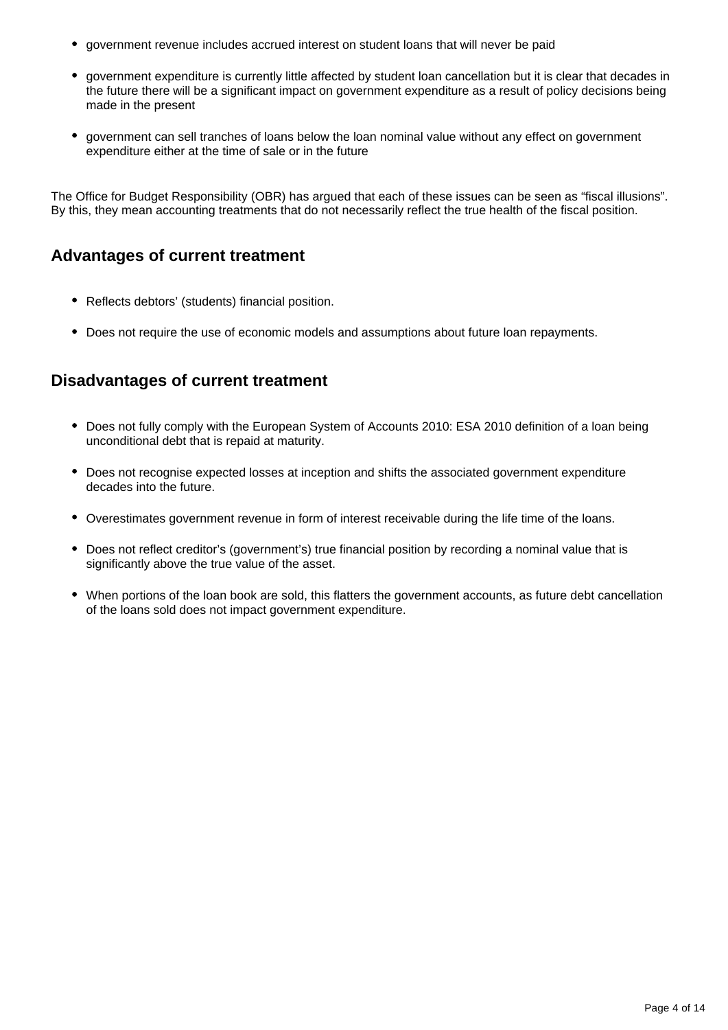- government revenue includes accrued interest on student loans that will never be paid
- government expenditure is currently little affected by student loan cancellation but it is clear that decades in the future there will be a significant impact on government expenditure as a result of policy decisions being made in the present
- government can sell tranches of loans below the loan nominal value without any effect on government expenditure either at the time of sale or in the future

The Office for Budget Responsibility (OBR) has argued that each of these issues can be seen as “fiscal illusions”. By this, they mean accounting treatments that do not necessarily reflect the true health of the fiscal position.

## Advantages of current treatment

- Reflects debtors’ (students) financial position.
- Does not require the use of economic models and assumptions about future loan repayments.

## Disadvantages of current treatment

- Does not fully comply with the European System of Accounts 2010: ESA 2010 definition of a loan being unconditional debt that is repaid at maturity.
- Does not recognise expected losses at inception and shifts the associated government expenditure decades into the future.
- Overestimates government revenue in form of interest receivable during the life time of the loans.
- Does not reflect creditor’s (government’s) true financial position by recording a nominal value that is significantly above the true value of the asset.
- When portions of the loan book are sold, this flatters the government accounts, as future debt cancellation of the loans sold does not impact government expenditure.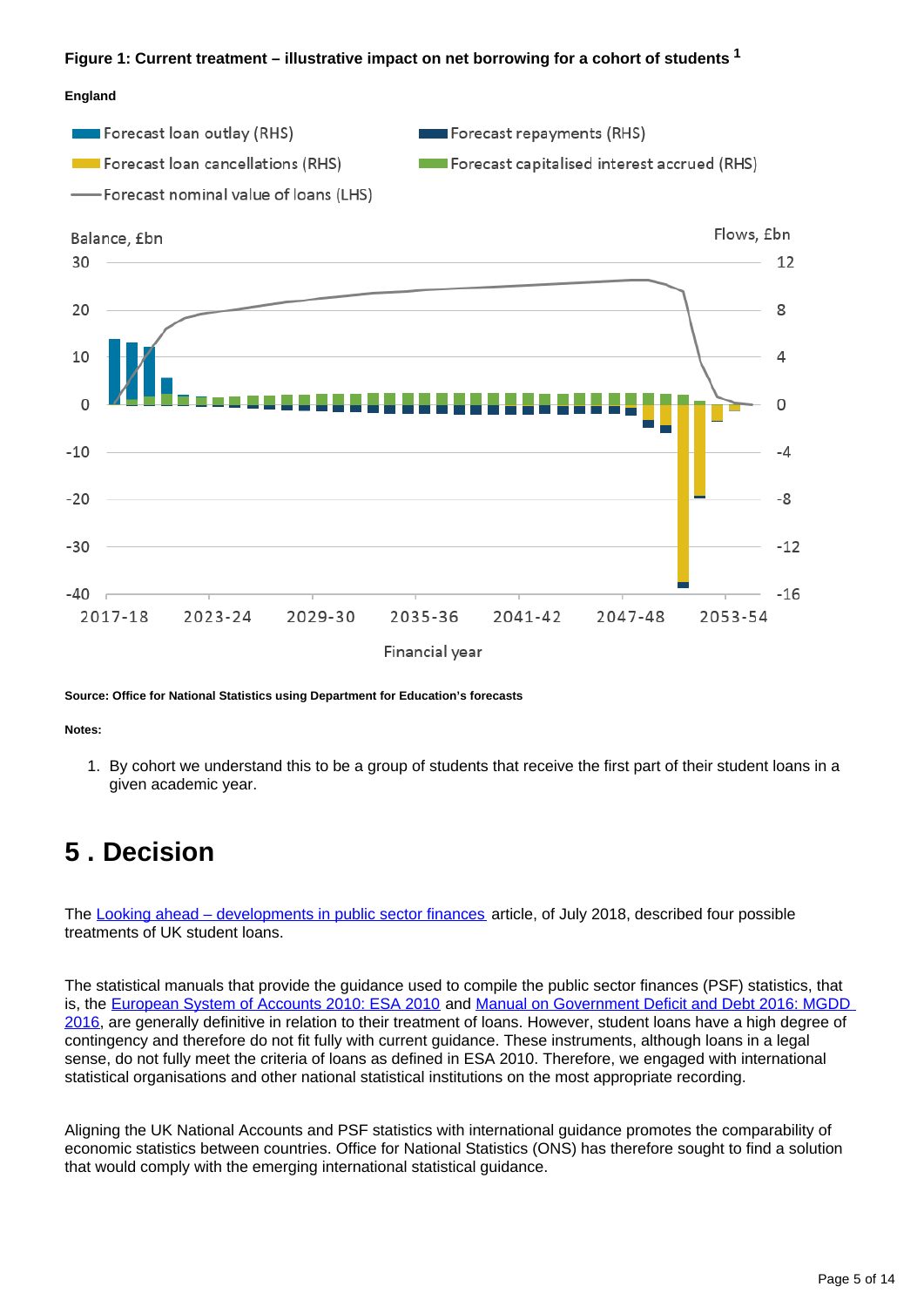**Figure 1: Current treatment – illustrative impact on net borrowing for a cohort of students [1]**

**England**

Source: Office for National Statistics using Department for Education's forecasts

**Notes:**

1. By cohort we understand this to be a group of students that receive the first part of their student loans in a given academic year.

# 5 . Decision

The Looking ahead – developments in public sector finances article, of July 2018, described four possible treatments of UK student loans.

The statistical manuals that provide the guidance used to compile the public sector finances (PSF) statistics, that is, the European System of Accounts 2010: ESA 2010 and Manual on Government Deficit and Debt 2016: MGDD 2016, are generally definitive in relation to their treatment of loans. However, student loans have a high degree of contingency and therefore do not fit fully with current guidance. These instruments, although loans in a legal sense, do not fully meet the criteria of loans as defined in ESA 2010. Therefore, we engaged with international statistical organisations and other national statistical institutions on the most appropriate recording.

Aligning the UK National Accounts and PSF statistics with international guidance promotes the comparability of economic statistics between countries. Office for National Statistics (ONS) has therefore sought to find a solution that would comply with the emerging international statistical guidance.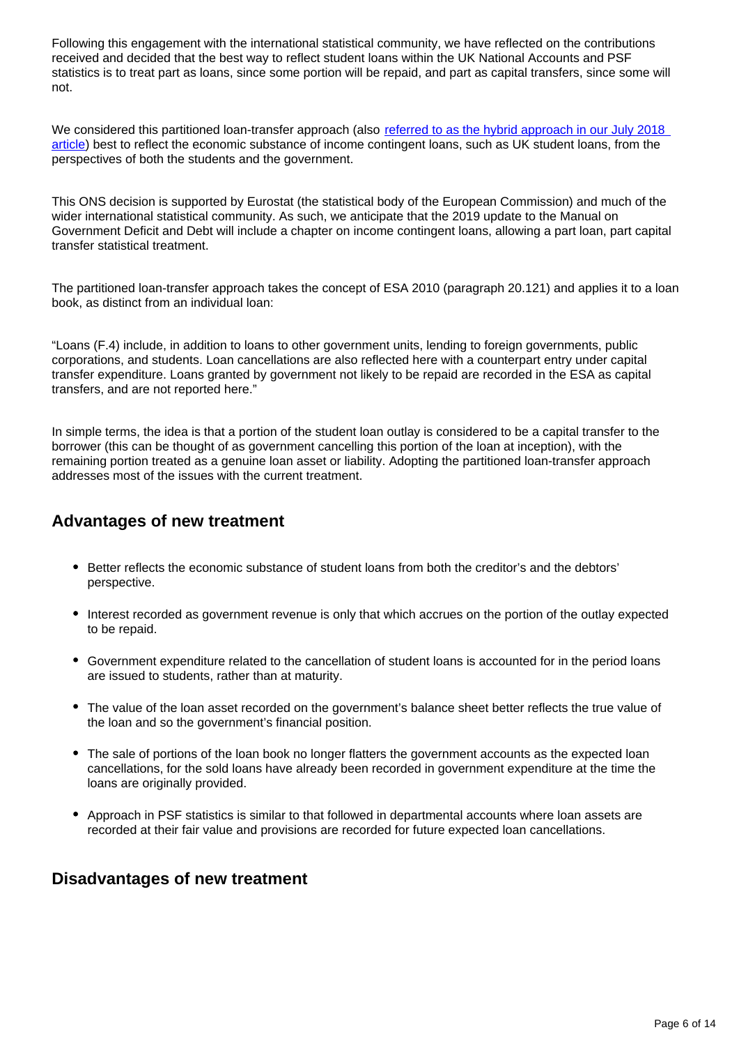Following this engagement with the international statistical community, we have reflected on the contributions received and decided that the best way to reflect student loans within the UK National Accounts and PSF statistics is to treat part as loans, since some portion will be repaid, and part as capital transfers, since some will not.

We considered this partitioned loan-transfer approach (also referred to as the hybrid approach in our July 2018 article) best to reflect the economic substance of income contingent loans, such as UK student loans, from the perspectives of both the students and the government.

This ONS decision is supported by Eurostat (the statistical body of the European Commission) and much of the wider international statistical community. As such, we anticipate that the 2019 update to the Manual on Government Deficit and Debt will include a chapter on income contingent loans, allowing a part loan, part capital transfer statistical treatment.

The partitioned loan-transfer approach takes the concept of ESA 2010 (paragraph 20.121) and applies it to a loan book, as distinct from an individual loan:

"Loans (F.4) include, in addition to loans to other government units, lending to foreign governments, public corporations, and students. Loan cancellations are also reflected here with a counterpart entry under capital transfer expenditure. Loans granted by government not likely to be repaid are recorded in the ESA as capital transfers, and are not reported here."

In simple terms, the idea is that a portion of the student loan outlay is considered to be a capital transfer to the borrower (this can be thought of as government cancelling this portion of the loan at inception), with the remaining portion treated as a genuine loan asset or liability. Adopting the partitioned loan-transfer approach addresses most of the issues with the current treatment.

## Advantages of new treatment

- Better reflects the economic substance of student loans from both the creditor's and the debtors' perspective.
- Interest recorded as government revenue is only that which accrues on the portion of the outlay expected to be repaid.
- Government expenditure related to the cancellation of student loans is accounted for in the period loans are issued to students, rather than at maturity.
- The value of the loan asset recorded on the government's balance sheet better reflects the true value of the loan and so the government's financial position.
- The sale of portions of the loan book no longer flatters the government accounts as the expected loan cancellations, for the sold loans have already been recorded in government expenditure at the time the loans are originally provided.
- Approach in PSF statistics is similar to that followed in departmental accounts where loan assets are recorded at their fair value and provisions are recorded for future expected loan cancellations.

## Disadvantages of new treatment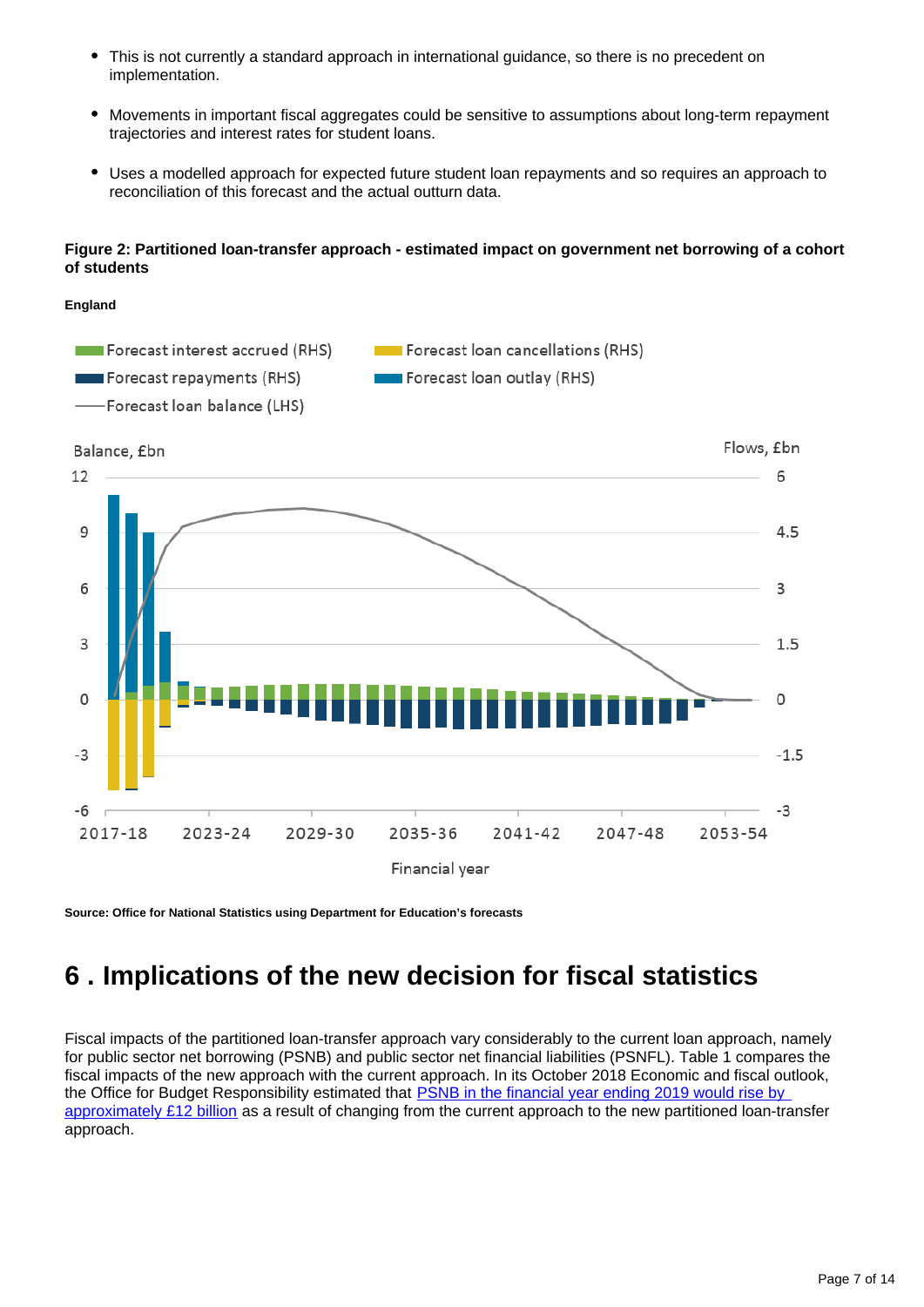- This is not currently a standard approach in international guidance, so there is no precedent on implementation.
- Movements in important fiscal aggregates could be sensitive to assumptions about long-term repayment trajectories and interest rates for student loans.
- Uses a modelled approach for expected future student loan repayments and so requires an approach to reconciliation of this forecast and the actual outturn data.

**Figure 2: Partitioned loan-transfer approach - estimated impact on government net borrowing of a cohort of students**

**England**

**Source: Office for National Statistics using Department for Education's forecasts**

## 6 . Implications of the new decision for fiscal statistics

Fiscal impacts of the partitioned loan-transfer approach vary considerably to the current loan approach, namely for public sector net borrowing (PSNB) and public sector net financial liabilities (PSNFL). Table 1 compares the fiscal impacts of the new approach with the current approach. In its October 2018 Economic and fiscal outlook, the Office for Budget Responsibility estimated that PSNB in the financial year ending 2019 would rise by approximately £12 billion as a result of changing from the current approach to the new partitioned loan-transfer approach.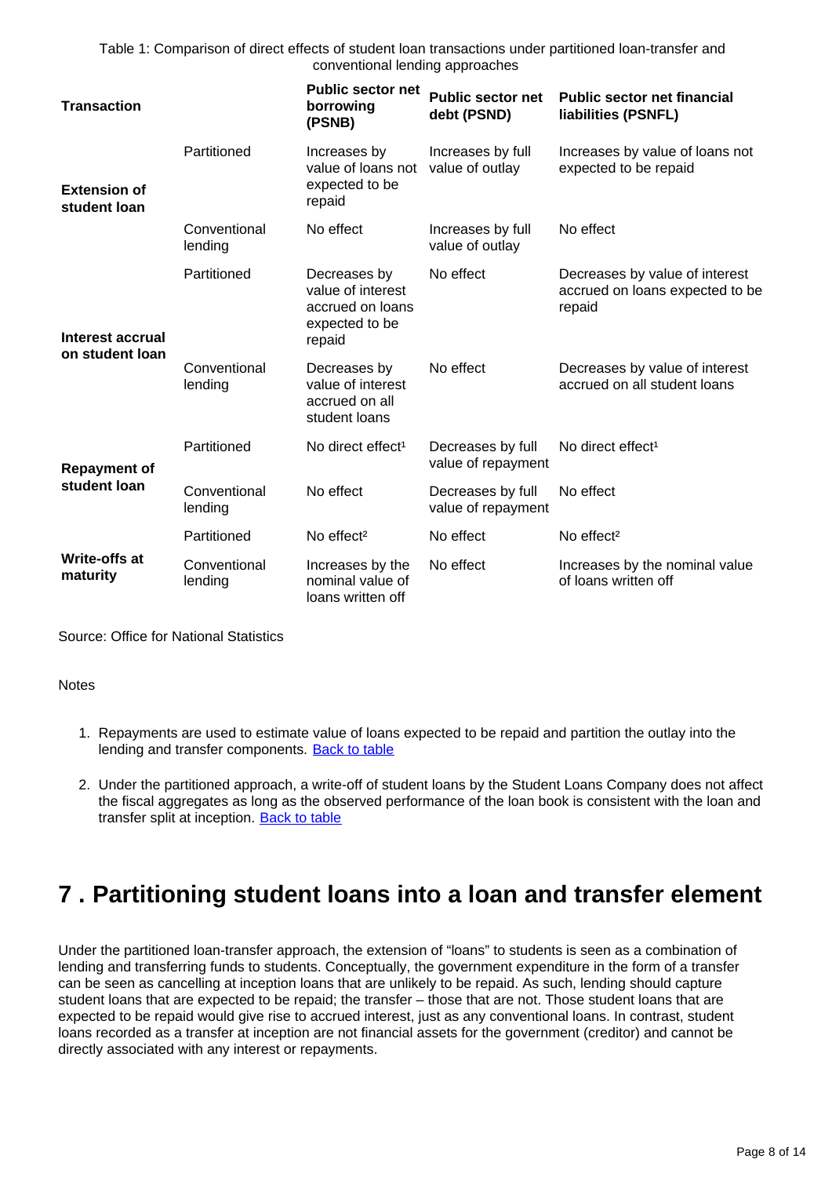Table 1: Comparison of direct effects of student loan transactions under partitioned loan-transfer and conventional lending approaches

| Transaction | | Public sector net borrowing (PSNB) | Public sector net debt (PSND) | Public sector net financial liabilities (PSNFL) |
|---|---|---|---|---|
| **Extension of student loan** | Partitioned | Increases by value of loans not expected to be repaid | Increases by full value of outlay | Increases by value of loans not expected to be repaid |
| | Conventional lending | No effect | Increases by full value of outlay | No effect |
| **Interest accrual on student loan** | Partitioned | Decreases by value of interest accrued on loans expected to be repaid | No effect | Decreases by value of interest accrued on loans expected to be repaid |
| | Conventional lending | Decreases by value of interest accrued on all student loans | No effect | Decreases by value of interest accrued on all student loans |
| **Repayment of student loan** | Partitioned | No direct effect[1] | Decreases by full value of repayment | No direct effect[1] |
| | Conventional lending | No effect | Decreases by full value of repayment | No effect |
| **Write-offs at maturity** | Partitioned | No effect[2] | No effect | No effect[2] |
| | Conventional lending | Increases by the nominal value of loans written off | No effect | Increases by the nominal value of loans written off |

Source: Office for National Statistics

Notes

1. Repayments are used to estimate value of loans expected to be repaid and partition the outlay into the lending and transfer components. Back to table

2. Under the partitioned approach, a write-off of student loans by the Student Loans Company does not affect the fiscal aggregates as long as the observed performance of the loan book is consistent with the loan and transfer split at inception. Back to table

# 7 . Partitioning student loans into a loan and transfer element

Under the partitioned loan-transfer approach, the extension of "loans" to students is seen as a combination of lending and transferring funds to students. Conceptually, the government expenditure in the form of a transfer can be seen as cancelling at inception loans that are unlikely to be repaid. As such, lending should capture student loans that are expected to be repaid; the transfer – those that are not. Those student loans that are expected to be repaid would give rise to accrued interest, just as any conventional loans. In contrast, student loans recorded as a transfer at inception are not financial assets for the government (creditor) and cannot be directly associated with any interest or repayments.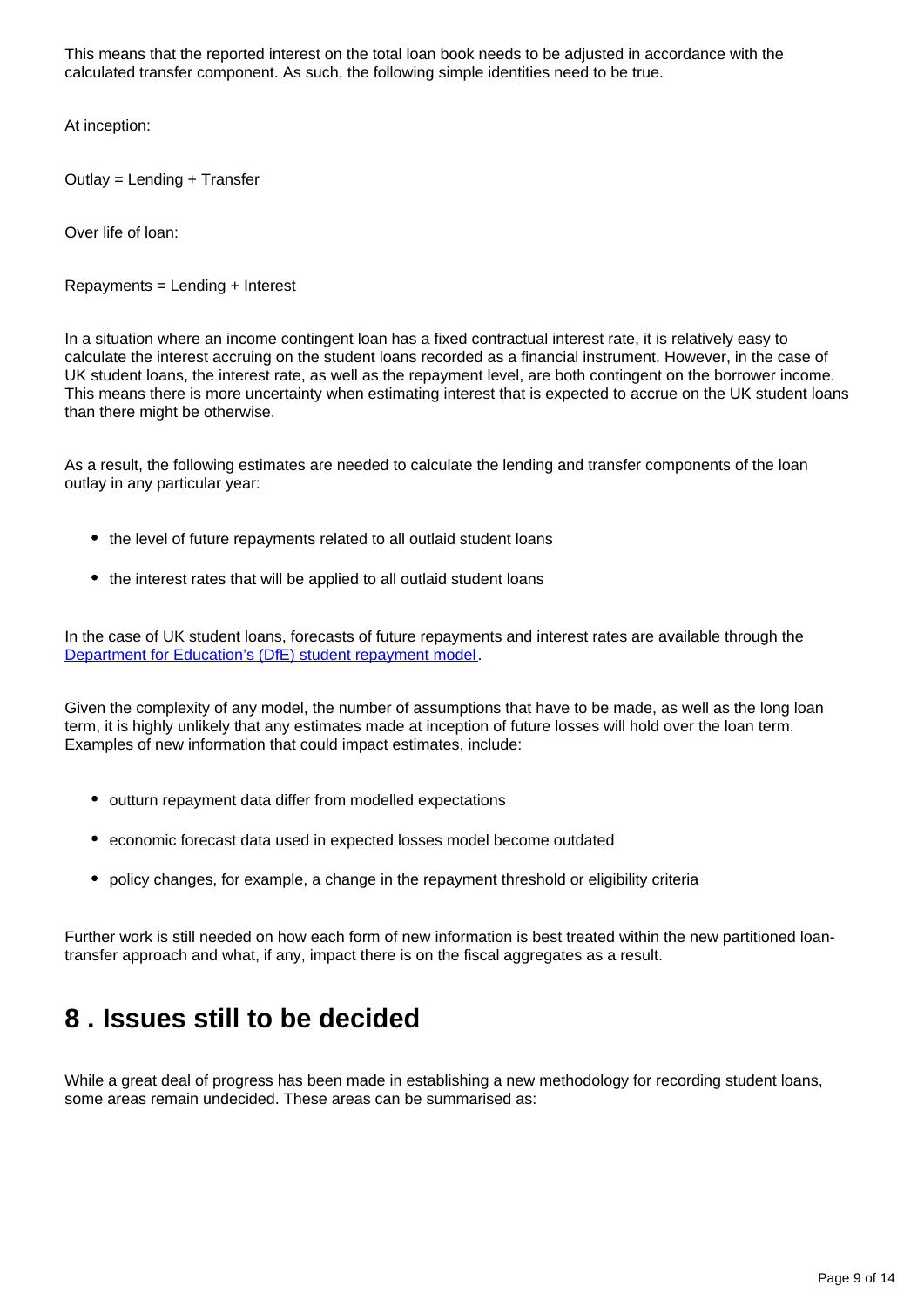This means that the reported interest on the total loan book needs to be adjusted in accordance with the calculated transfer component. As such, the following simple identities need to be true.

At inception:

Outlay = Lending + Transfer

Over life of loan:

Repayments = Lending + Interest

In a situation where an income contingent loan has a fixed contractual interest rate, it is relatively easy to calculate the interest accruing on the student loans recorded as a financial instrument. However, in the case of UK student loans, the interest rate, as well as the repayment level, are both contingent on the borrower income. This means there is more uncertainty when estimating interest that is expected to accrue on the UK student loans than there might be otherwise.

As a result, the following estimates are needed to calculate the lending and transfer components of the loan outlay in any particular year:

- the level of future repayments related to all outlaid student loans
- the interest rates that will be applied to all outlaid student loans

In the case of UK student loans, forecasts of future repayments and interest rates are available through the [Department for Education's (DfE) student repayment model](#).

Given the complexity of any model, the number of assumptions that have to be made, as well as the long loan term, it is highly unlikely that any estimates made at inception of future losses will hold over the loan term. Examples of new information that could impact estimates, include:

- outturn repayment data differ from modelled expectations
- economic forecast data used in expected losses model become outdated
- policy changes, for example, a change in the repayment threshold or eligibility criteria

Further work is still needed on how each form of new information is best treated within the new partitioned loan-transfer approach and what, if any, impact there is on the fiscal aggregates as a result.

## 8 . Issues still to be decided

While a great deal of progress has been made in establishing a new methodology for recording student loans, some areas remain undecided. These areas can be summarised as: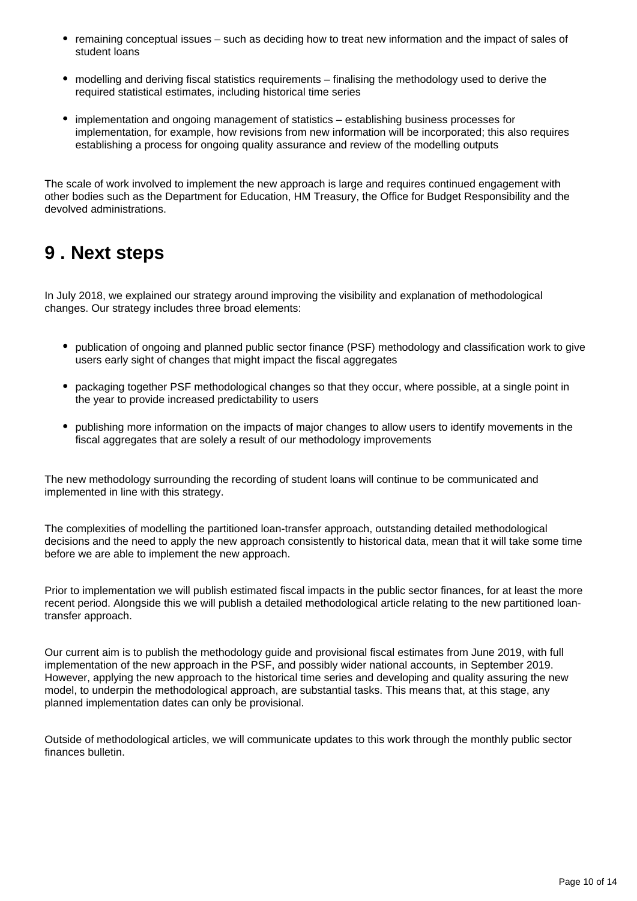- remaining conceptual issues – such as deciding how to treat new information and the impact of sales of student loans
- modelling and deriving fiscal statistics requirements – finalising the methodology used to derive the required statistical estimates, including historical time series
- implementation and ongoing management of statistics – establishing business processes for implementation, for example, how revisions from new information will be incorporated; this also requires establishing a process for ongoing quality assurance and review of the modelling outputs

The scale of work involved to implement the new approach is large and requires continued engagement with other bodies such as the Department for Education, HM Treasury, the Office for Budget Responsibility and the devolved administrations.

# 9 . Next steps

In July 2018, we explained our strategy around improving the visibility and explanation of methodological changes. Our strategy includes three broad elements:

- publication of ongoing and planned public sector finance (PSF) methodology and classification work to give users early sight of changes that might impact the fiscal aggregates
- packaging together PSF methodological changes so that they occur, where possible, at a single point in the year to provide increased predictability to users
- publishing more information on the impacts of major changes to allow users to identify movements in the fiscal aggregates that are solely a result of our methodology improvements

The new methodology surrounding the recording of student loans will continue to be communicated and implemented in line with this strategy.

The complexities of modelling the partitioned loan-transfer approach, outstanding detailed methodological decisions and the need to apply the new approach consistently to historical data, mean that it will take some time before we are able to implement the new approach.

Prior to implementation we will publish estimated fiscal impacts in the public sector finances, for at least the more recent period. Alongside this we will publish a detailed methodological article relating to the new partitioned loan-transfer approach.

Our current aim is to publish the methodology guide and provisional fiscal estimates from June 2019, with full implementation of the new approach in the PSF, and possibly wider national accounts, in September 2019. However, applying the new approach to the historical time series and developing and quality assuring the new model, to underpin the methodological approach, are substantial tasks. This means that, at this stage, any planned implementation dates can only be provisional.

Outside of methodological articles, we will communicate updates to this work through the monthly public sector finances bulletin.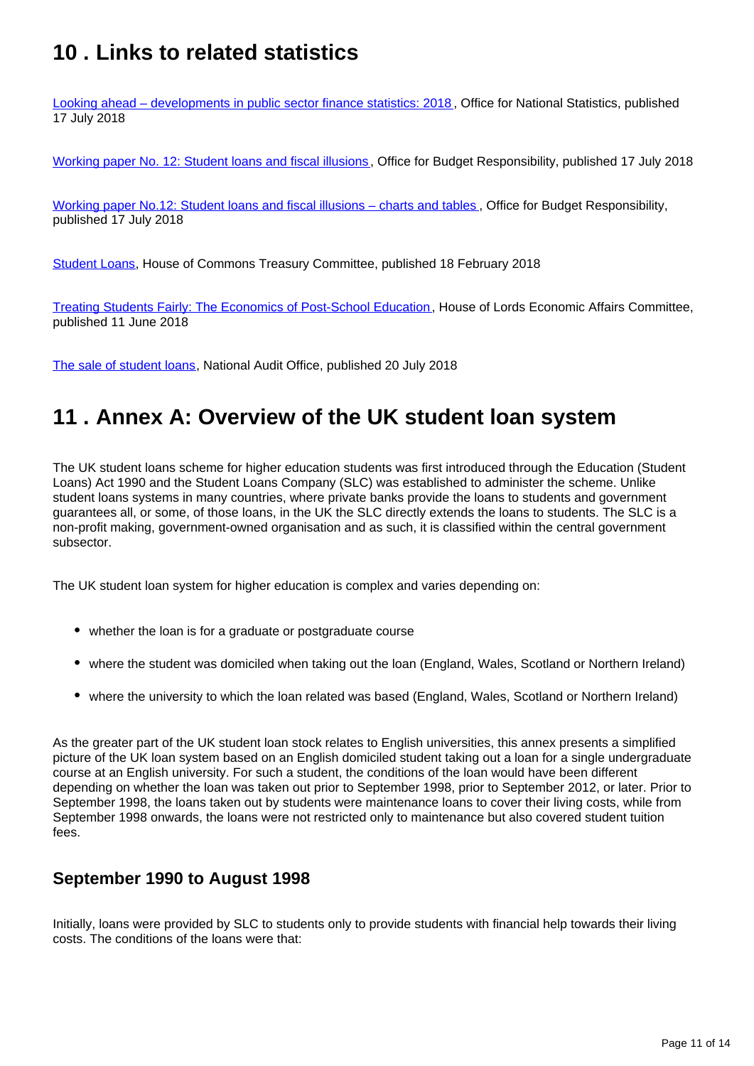## 10 . Links to related statistics

[Looking ahead – developments in public sector finance statistics: 2018](), Office for National Statistics, published 17 July 2018

[Working paper No. 12: Student loans and fiscal illusions](), Office for Budget Responsibility, published 17 July 2018

[Working paper No.12: Student loans and fiscal illusions – charts and tables](), Office for Budget Responsibility, published 17 July 2018

[Student Loans](), House of Commons Treasury Committee, published 18 February 2018

[Treating Students Fairly: The Economics of Post-School Education](), House of Lords Economic Affairs Committee, published 11 June 2018

[The sale of student loans](), National Audit Office, published 20 July 2018

## 11 . Annex A: Overview of the UK student loan system

The UK student loans scheme for higher education students was first introduced through the Education (Student Loans) Act 1990 and the Student Loans Company (SLC) was established to administer the scheme. Unlike student loans systems in many countries, where private banks provide the loans to students and government guarantees all, or some, of those loans, in the UK the SLC directly extends the loans to students. The SLC is a non-profit making, government-owned organisation and as such, it is classified within the central government subsector.

The UK student loan system for higher education is complex and varies depending on:

- whether the loan is for a graduate or postgraduate course
- where the student was domiciled when taking out the loan (England, Wales, Scotland or Northern Ireland)
- where the university to which the loan related was based (England, Wales, Scotland or Northern Ireland)

As the greater part of the UK student loan stock relates to English universities, this annex presents a simplified picture of the UK loan system based on an English domiciled student taking out a loan for a single undergraduate course at an English university. For such a student, the conditions of the loan would have been different depending on whether the loan was taken out prior to September 1998, prior to September 2012, or later. Prior to September 1998, the loans taken out by students were maintenance loans to cover their living costs, while from September 1998 onwards, the loans were not restricted only to maintenance but also covered student tuition fees.

### September 1990 to August 1998

Initially, loans were provided by SLC to students only to provide students with financial help towards their living costs. The conditions of the loans were that: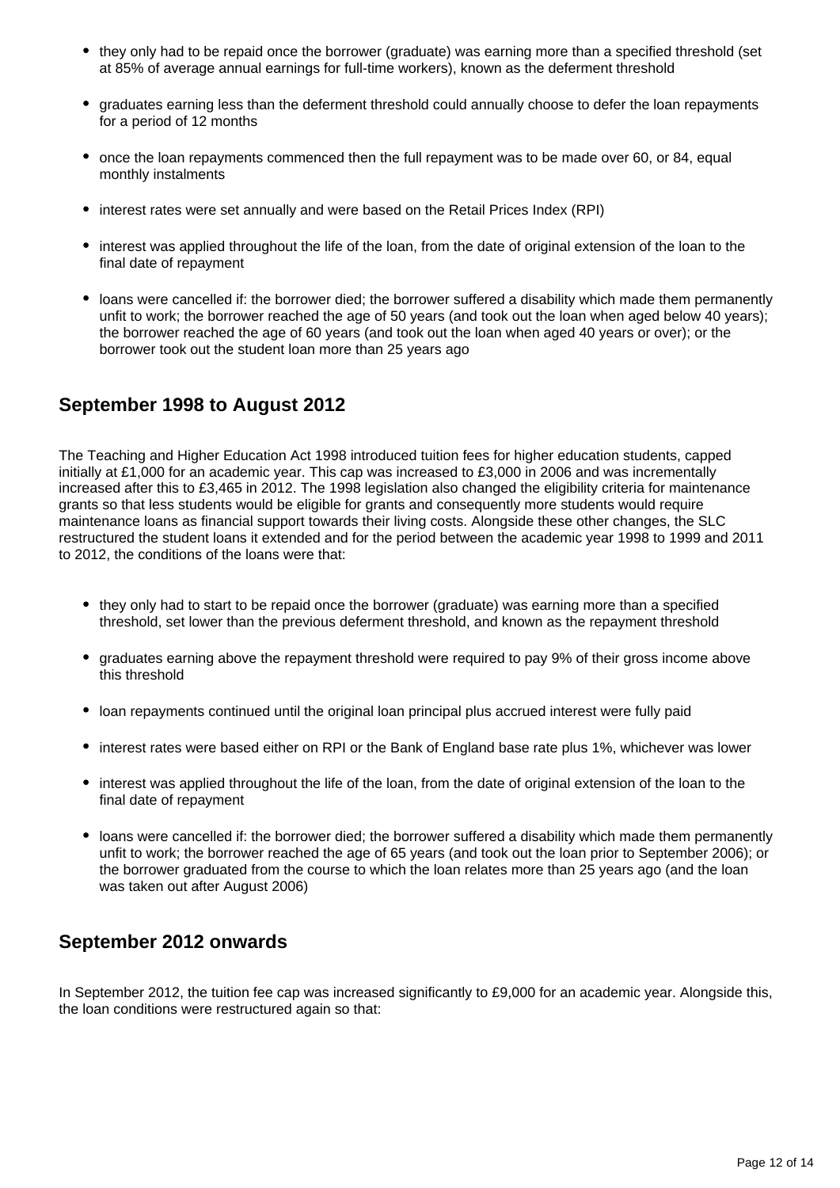- they only had to be repaid once the borrower (graduate) was earning more than a specified threshold (set at 85% of average annual earnings for full-time workers), known as the deferment threshold
- graduates earning less than the deferment threshold could annually choose to defer the loan repayments for a period of 12 months
- once the loan repayments commenced then the full repayment was to be made over 60, or 84, equal monthly instalments
- interest rates were set annually and were based on the Retail Prices Index (RPI)
- interest was applied throughout the life of the loan, from the date of original extension of the loan to the final date of repayment
- loans were cancelled if: the borrower died; the borrower suffered a disability which made them permanently unfit to work; the borrower reached the age of 50 years (and took out the loan when aged below 40 years); the borrower reached the age of 60 years (and took out the loan when aged 40 years or over); or the borrower took out the student loan more than 25 years ago

## September 1998 to August 2012

The Teaching and Higher Education Act 1998 introduced tuition fees for higher education students, capped initially at £1,000 for an academic year. This cap was increased to £3,000 in 2006 and was incrementally increased after this to £3,465 in 2012. The 1998 legislation also changed the eligibility criteria for maintenance grants so that less students would be eligible for grants and consequently more students would require maintenance loans as financial support towards their living costs. Alongside these other changes, the SLC restructured the student loans it extended and for the period between the academic year 1998 to 1999 and 2011 to 2012, the conditions of the loans were that:

- they only had to start to be repaid once the borrower (graduate) was earning more than a specified threshold, set lower than the previous deferment threshold, and known as the repayment threshold
- graduates earning above the repayment threshold were required to pay 9% of their gross income above this threshold
- loan repayments continued until the original loan principal plus accrued interest were fully paid
- interest rates were based either on RPI or the Bank of England base rate plus 1%, whichever was lower
- interest was applied throughout the life of the loan, from the date of original extension of the loan to the final date of repayment
- loans were cancelled if: the borrower died; the borrower suffered a disability which made them permanently unfit to work; the borrower reached the age of 65 years (and took out the loan prior to September 2006); or the borrower graduated from the course to which the loan relates more than 25 years ago (and the loan was taken out after August 2006)

## September 2012 onwards

In September 2012, the tuition fee cap was increased significantly to £9,000 for an academic year. Alongside this, the loan conditions were restructured again so that: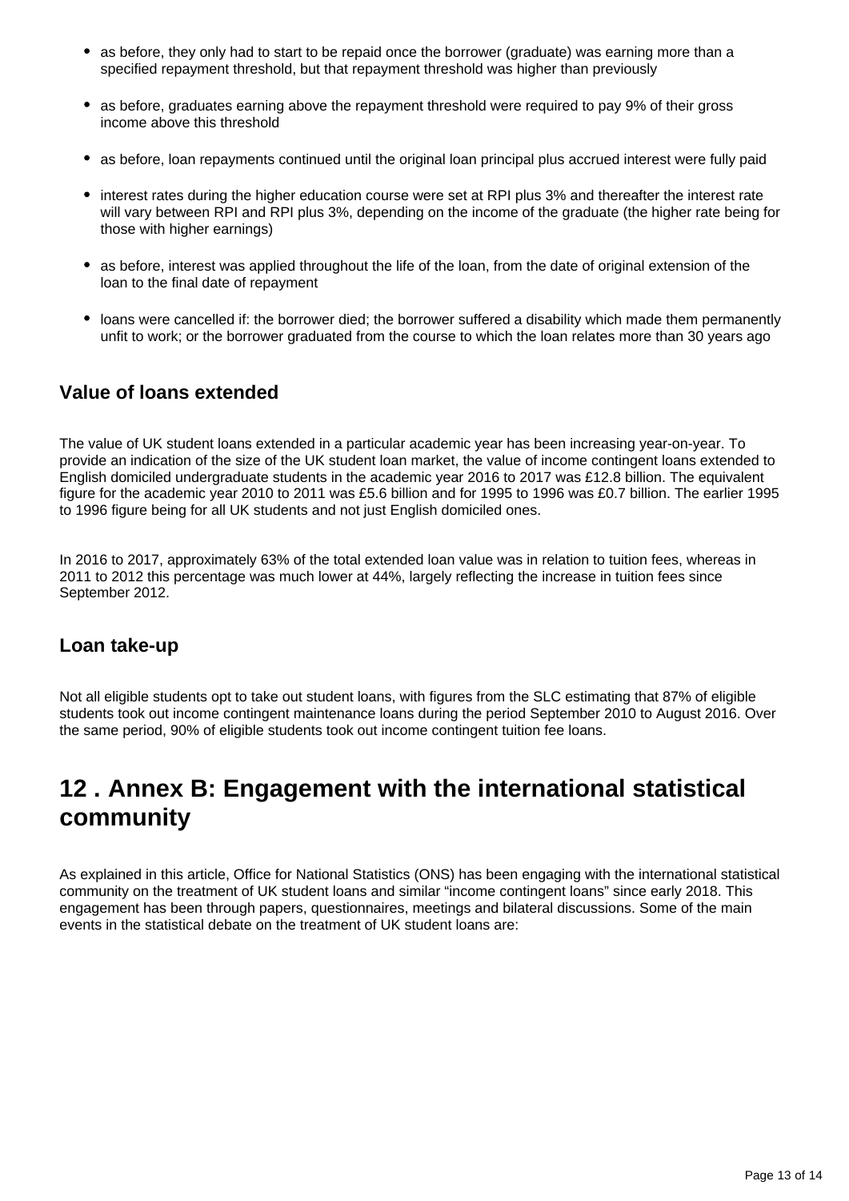- as before, they only had to start to be repaid once the borrower (graduate) was earning more than a specified repayment threshold, but that repayment threshold was higher than previously
- as before, graduates earning above the repayment threshold were required to pay 9% of their gross income above this threshold
- as before, loan repayments continued until the original loan principal plus accrued interest were fully paid
- interest rates during the higher education course were set at RPI plus 3% and thereafter the interest rate will vary between RPI and RPI plus 3%, depending on the income of the graduate (the higher rate being for those with higher earnings)
- as before, interest was applied throughout the life of the loan, from the date of original extension of the loan to the final date of repayment
- loans were cancelled if: the borrower died; the borrower suffered a disability which made them permanently unfit to work; or the borrower graduated from the course to which the loan relates more than 30 years ago

### Value of loans extended

The value of UK student loans extended in a particular academic year has been increasing year-on-year. To provide an indication of the size of the UK student loan market, the value of income contingent loans extended to English domiciled undergraduate students in the academic year 2016 to 2017 was £12.8 billion. The equivalent figure for the academic year 2010 to 2011 was £5.6 billion and for 1995 to 1996 was £0.7 billion. The earlier 1995 to 1996 figure being for all UK students and not just English domiciled ones.

In 2016 to 2017, approximately 63% of the total extended loan value was in relation to tuition fees, whereas in 2011 to 2012 this percentage was much lower at 44%, largely reflecting the increase in tuition fees since September 2012.

### Loan take-up

Not all eligible students opt to take out student loans, with figures from the SLC estimating that 87% of eligible students took out income contingent maintenance loans during the period September 2010 to August 2016. Over the same period, 90% of eligible students took out income contingent tuition fee loans.

## 12 . Annex B: Engagement with the international statistical community

As explained in this article, Office for National Statistics (ONS) has been engaging with the international statistical community on the treatment of UK student loans and similar "income contingent loans" since early 2018. This engagement has been through papers, questionnaires, meetings and bilateral discussions. Some of the main events in the statistical debate on the treatment of UK student loans are: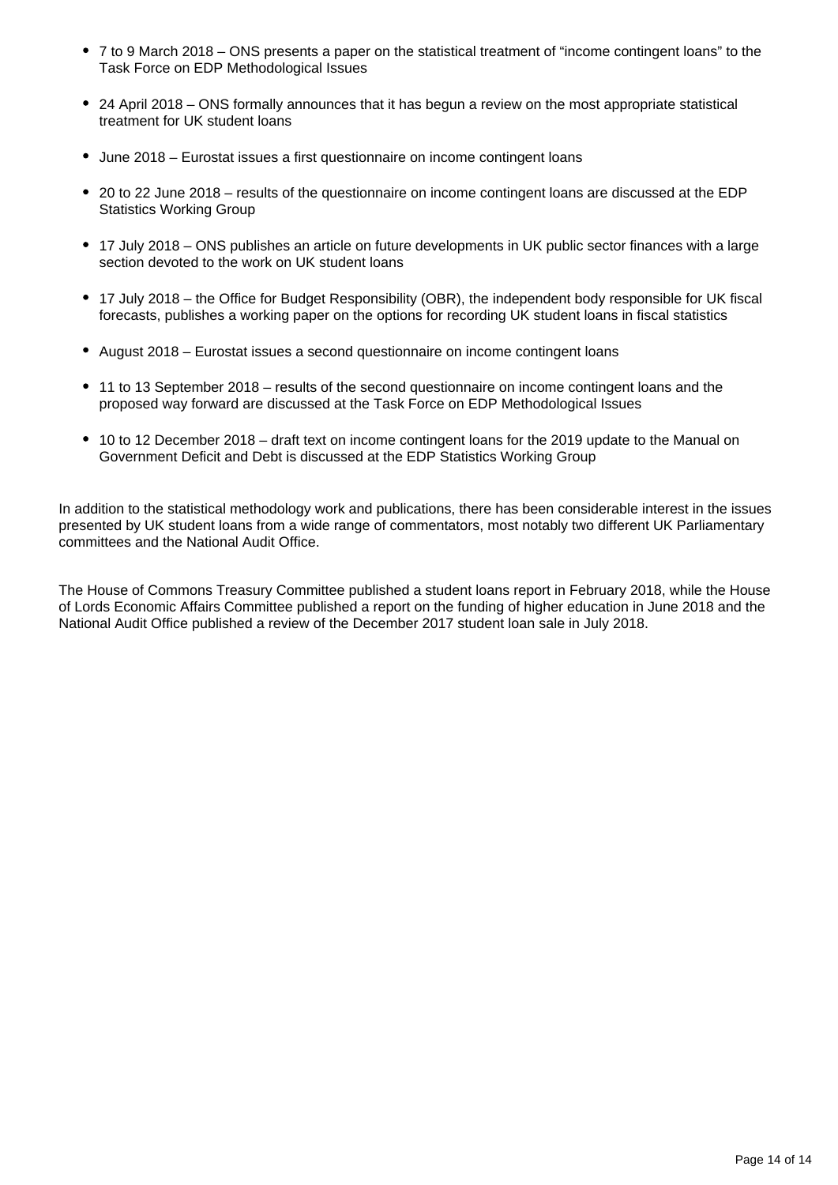- 7 to 9 March 2018 – ONS presents a paper on the statistical treatment of "income contingent loans" to the Task Force on EDP Methodological Issues
- 24 April 2018 – ONS formally announces that it has begun a review on the most appropriate statistical treatment for UK student loans
- June 2018 – Eurostat issues a first questionnaire on income contingent loans
- 20 to 22 June 2018 – results of the questionnaire on income contingent loans are discussed at the EDP Statistics Working Group
- 17 July 2018 – ONS publishes an article on future developments in UK public sector finances with a large section devoted to the work on UK student loans
- 17 July 2018 – the Office for Budget Responsibility (OBR), the independent body responsible for UK fiscal forecasts, publishes a working paper on the options for recording UK student loans in fiscal statistics
- August 2018 – Eurostat issues a second questionnaire on income contingent loans
- 11 to 13 September 2018 – results of the second questionnaire on income contingent loans and the proposed way forward are discussed at the Task Force on EDP Methodological Issues
- 10 to 12 December 2018 – draft text on income contingent loans for the 2019 update to the Manual on Government Deficit and Debt is discussed at the EDP Statistics Working Group

In addition to the statistical methodology work and publications, there has been considerable interest in the issues presented by UK student loans from a wide range of commentators, most notably two different UK Parliamentary committees and the National Audit Office.

The House of Commons Treasury Committee published a student loans report in February 2018, while the House of Lords Economic Affairs Committee published a report on the funding of higher education in June 2018 and the National Audit Office published a review of the December 2017 student loan sale in July 2018.